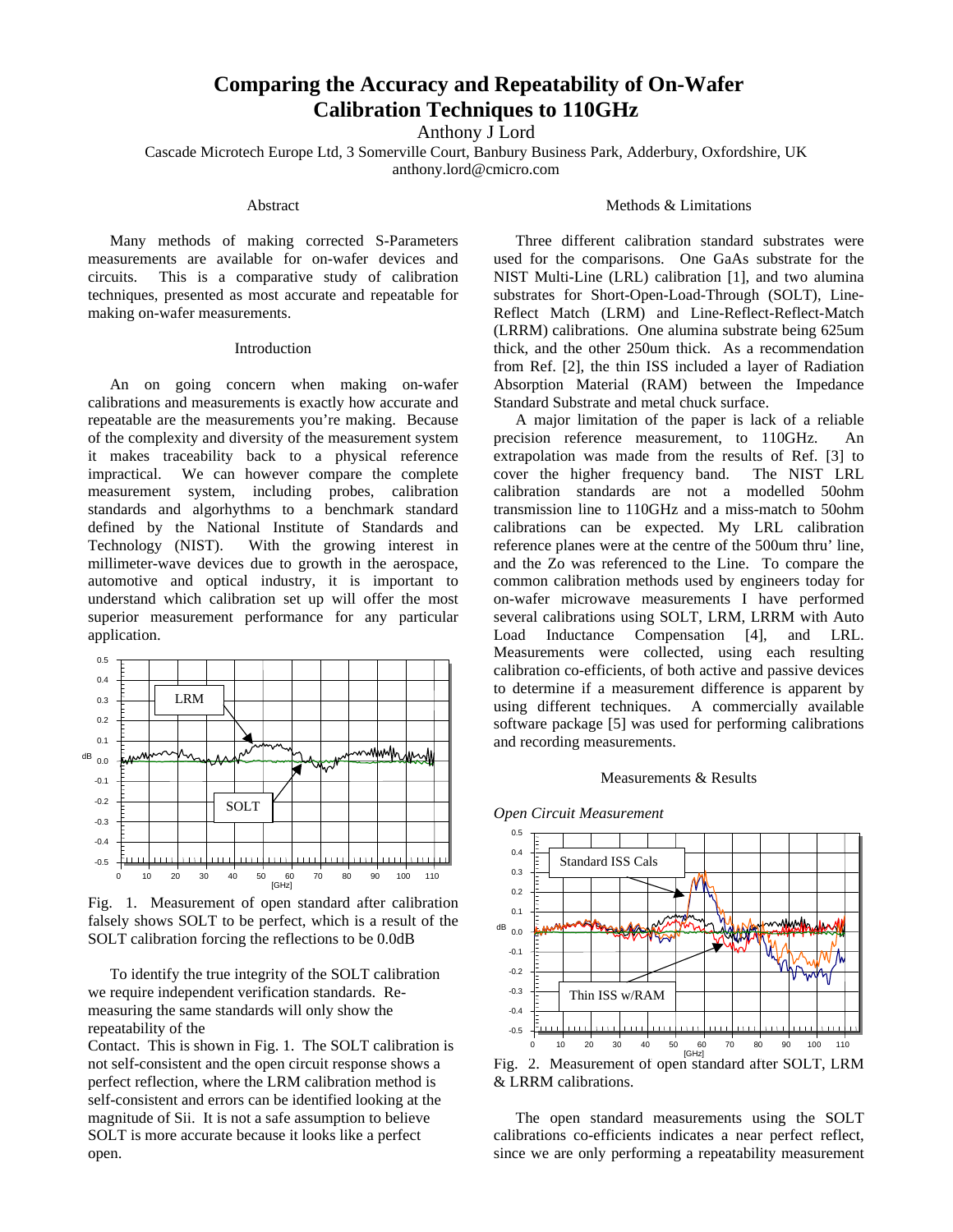# Comparing the Accuracy and Repeatability of On-Wafer Calibration Techniques to 110GHz

Anthony J Lord

Cascade Microtech Europe Ltd, 3 Somerville Court, Banbury Business Park, Adderbury, Oxfordshire, UK

anthony.lord@cmicro.com

## Abstract

Many methods of making corrected S-Parameters measurements are available for on-wafer devices and circuits. This is a comparative study of calibration techniques, presented as most accurate and repeatable for making on-wafer measurements.

## Introduction

An on going concern when making on-wafer calibrations and measurements is exactly how accurate and repeatable are the measurements you're making. Because of the complexity and diversity of the measurement system it makes traceability back to a physical reference impractical. We can however compare the complete measurement system, including probes, calibration standards and algorhythms to a benchmark standard defined by the National Institute of Standards and Technology (NIST). With the growing interest in millimeter-wave devices due to growth in the aerospace, automotive and optical industry, it is important to understand which calibration set up will offer the most superior measurement performance for any particular application.

Fig. 1. Measurement of open standard after calibration falsely shows SOLT to be perfect, which is a result of the SOLT calibration forcing the reflections to be 0.0dB

To identify the true integrity of the SOLT calibration we require independent verification standards. Re-measuring the same standards will only show the repeatability of the

Contact. This is shown in Fig. 1. The SOLT calibration is not self-consistent and the open circuit response shows a perfect reflection, where the LRM calibration method is self-consistent and errors can be identified looking at the magnitude of Sii. It is not a safe assumption to believe SOLT is more accurate because it looks like a perfect open.

## Methods & Limitations

Three different calibration standard substrates were used for the comparisons. One GaAs substrate for the NIST Multi-Line (LRL) calibration [1], and two alumina substrates for Short-Open-Load-Through (SOLT), Line-Reflect Match (LRM) and Line-Reflect-Reflect-Match (LRRM) calibrations. One alumina substrate being 625um thick, and the other 250um thick. As a recommendation from Ref. [2], the thin ISS included a layer of Radiation Absorption Material (RAM) between the Impedance Standard Substrate and metal chuck surface.

A major limitation of the paper is lack of a reliable precision reference measurement, to 110GHz. An extrapolation was made from the results of Ref. [3] to cover the higher frequency band. The NIST LRL calibration standards are not a modelled 50ohm transmission line to 110GHz and a miss-match to 50ohm calibrations can be expected. My LRL calibration reference planes were at the centre of the 500um thru' line, and the Zo was referenced to the Line. To compare the common calibration methods used by engineers today for on-wafer microwave measurements I have performed several calibrations using SOLT, LRM, LRRM with Auto Load Inductance Compensation [4], and LRL. Measurements were collected, using each resulting calibration co-efficients, of both active and passive devices to determine if a measurement difference is apparent by using different techniques. A commercially available software package [5] was used for performing calibrations and recording measurements.

## Measurements & Results

*Open Circuit Measurement*

Fig. 2. Measurement of open standard after SOLT, LRM & LRRM calibrations.

The open standard measurements using the SOLT calibrations co-efficients indicates a near perfect reflect, since we are only performing a repeatability measurement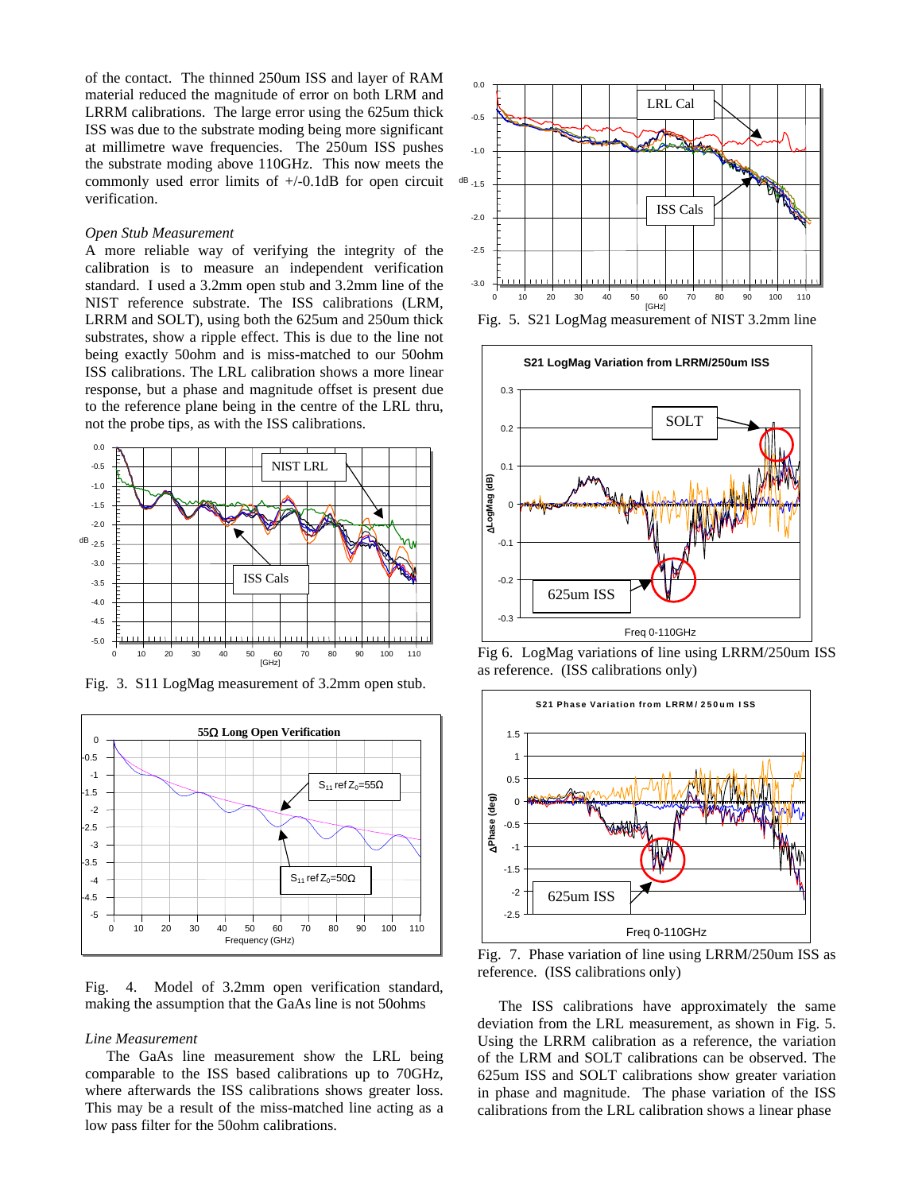of the contact. The thinned 250um ISS and layer of RAM material reduced the magnitude of error on both LRM and LRRM calibrations. The large error using the 625um thick ISS was due to the substrate moding being more significant at millimetre wave frequencies. The 250um ISS pushes the substrate moding above 110GHz. This now meets the commonly used error limits of +/-0.1dB for open circuit verification.

*Open Stub Measurement*

A more reliable way of verifying the integrity of the calibration is to measure an independent verification standard. I used a 3.2mm open stub and 3.2mm line of the NIST reference substrate. The ISS calibrations (LRM, LRRM and SOLT), using both the 625um and 250um thick substrates, show a ripple effect. This is due to the line not being exactly 50ohm and is miss-matched to our 50ohm ISS calibrations. The LRL calibration shows a more linear response, but a phase and magnitude offset is present due to the reference plane being in the centre of the LRL thru, not the probe tips, as with the ISS calibrations.

Fig. 3. S11 LogMag measurement of 3.2mm open stub.

Fig. 4. Model of 3.2mm open verification standard, making the assumption that the GaAs line is not 50ohms

*Line Measurement*

The GaAs line measurement show the LRL being comparable to the ISS based calibrations up to 70GHz, where afterwards the ISS calibrations shows greater loss. This may be a result of the miss-matched line acting as a low pass filter for the 50ohm calibrations.

Fig. 5. S21 LogMag measurement of NIST 3.2mm line

Fig 6. LogMag variations of line using LRRM/250um ISS as reference. (ISS calibrations only)

Fig. 7. Phase variation of line using LRRM/250um ISS as reference. (ISS calibrations only)

The ISS calibrations have approximately the same deviation from the LRL measurement, as shown in Fig. 5. Using the LRRM calibration as a reference, the variation of the LRM and SOLT calibrations can be observed. The 625um ISS and SOLT calibrations show greater variation in phase and magnitude. The phase variation of the ISS calibrations from the LRL calibration shows a linear phase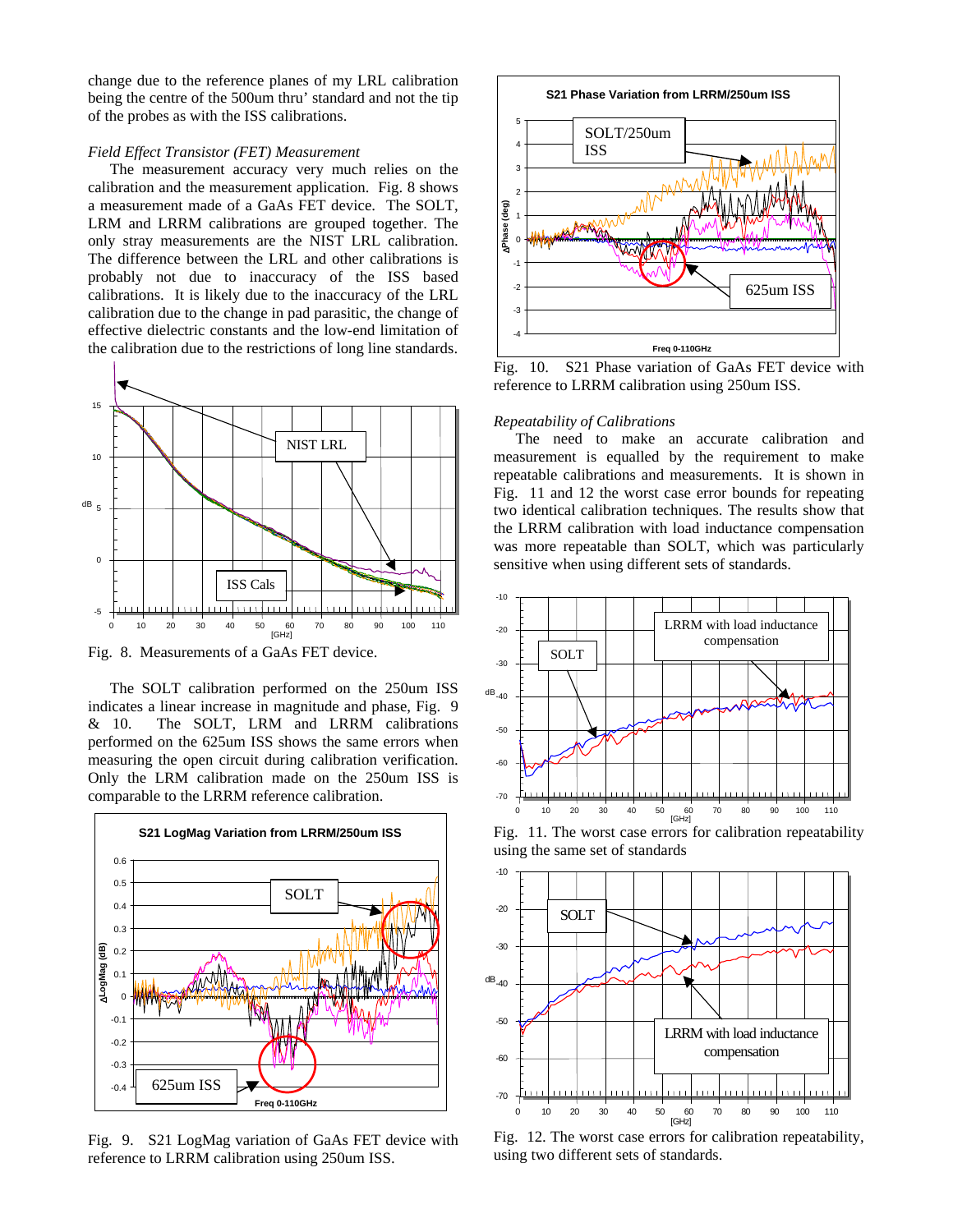change due to the reference planes of my LRL calibration being the centre of the 500um thru' standard and not the tip of the probes as with the ISS calibrations.

*Field Effect Transistor (FET) Measurement*

The measurement accuracy very much relies on the calibration and the measurement application. Fig. 8 shows a measurement made of a GaAs FET device. The SOLT, LRM and LRRM calibrations are grouped together. The only stray measurements are the NIST LRL calibration. The difference between the LRL and other calibrations is probably not due to inaccuracy of the ISS based calibrations. It is likely due to the inaccuracy of the LRL calibration due to the change in pad parasitic, the change of effective dielectric constants and the low-end limitation of the calibration due to the restrictions of long line standards.

Fig. 8. Measurements of a GaAs FET device.

The SOLT calibration performed on the 250um ISS indicates a linear increase in magnitude and phase, Fig. 9 & 10. The SOLT, LRM and LRRM calibrations performed on the 625um ISS shows the same errors when measuring the open circuit during calibration verification. Only the LRM calibration made on the 250um ISS is comparable to the LRRM reference calibration.

Fig. 9. S21 LogMag variation of GaAs FET device with reference to LRRM calibration using 250um ISS.

Fig. 10. S21 Phase variation of GaAs FET device with reference to LRRM calibration using 250um ISS.

*Repeatability of Calibrations*

The need to make an accurate calibration and measurement is equalled by the requirement to make repeatable calibrations and measurements. It is shown in Fig. 11 and 12 the worst case error bounds for repeating two identical calibration techniques. The results show that the LRRM calibration with load inductance compensation was more repeatable than SOLT, which was particularly sensitive when using different sets of standards.

Fig. 11. The worst case errors for calibration repeatability using the same set of standards

Fig. 12. The worst case errors for calibration repeatability, using two different sets of standards.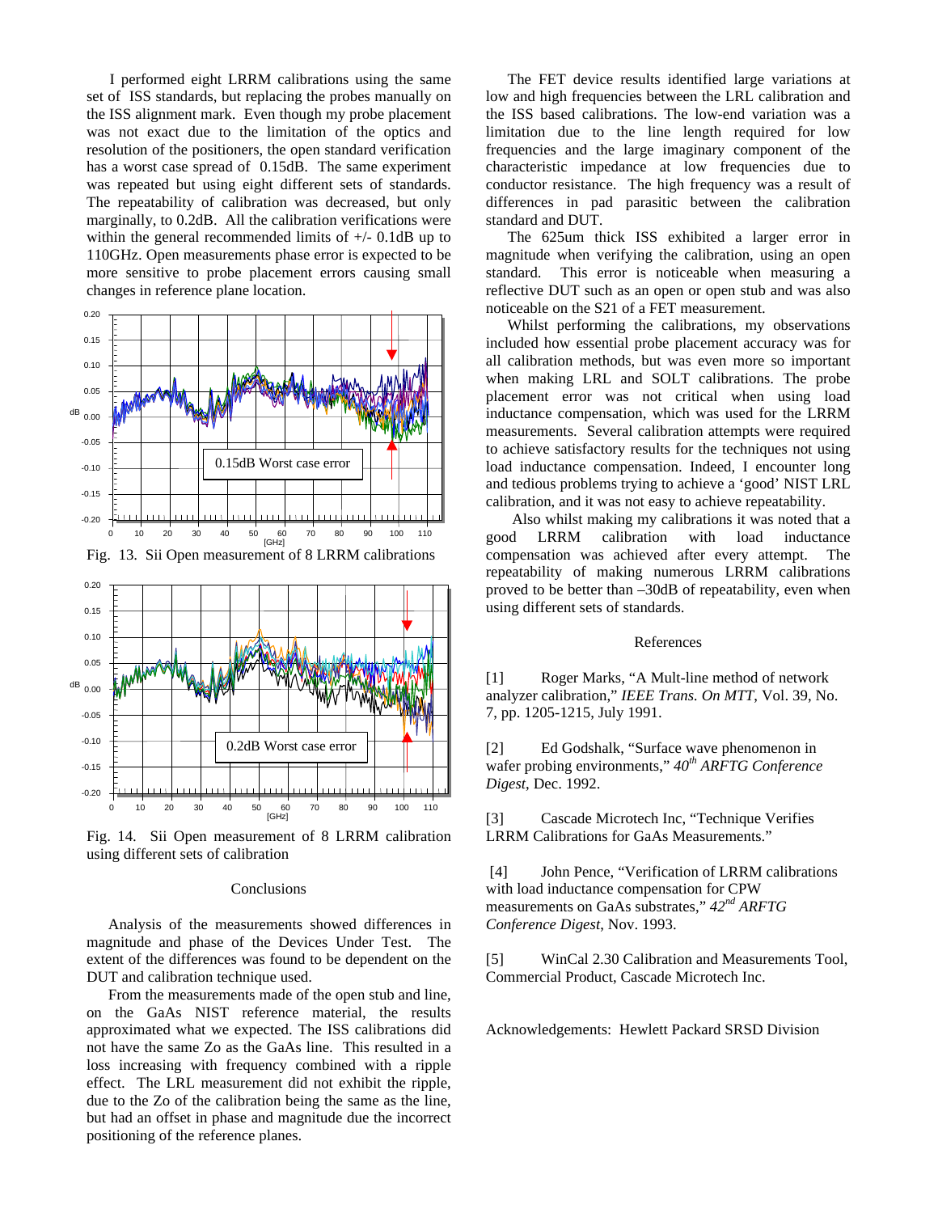I performed eight LRRM calibrations using the same set of ISS standards, but replacing the probes manually on the ISS alignment mark. Even though my probe placement was not exact due to the limitation of the optics and resolution of the positioners, the open standard verification has a worst case spread of 0.15dB. The same experiment was repeated but using eight different sets of standards. The repeatability of calibration was decreased, but only marginally, to 0.2dB. All the calibration verifications were within the general recommended limits of +/- 0.1dB up to 110GHz. Open measurements phase error is expected to be more sensitive to probe placement errors causing small changes in reference plane location.

0.20
0.15
0.10
0.05
dB 0.00
-0.05
-0.10
-0.15
-0.20
0 10 20 30 40 50 60 70 80 90 100 110
[GHz]
0.15dB Worst case error

Fig. 13. Sii Open measurement of 8 LRRM calibrations

0.20
0.15
0.10
0.05
dB 0.00
-0.05
-0.10
-0.15
-0.20
0 10 20 30 40 50 60 70 80 90 100 110
[GHz]
0.2dB Worst case error

Fig. 14. Sii Open measurement of 8 LRRM calibration using different sets of calibration

## Conclusions

Analysis of the measurements showed differences in magnitude and phase of the Devices Under Test. The extent of the differences was found to be dependent on the DUT and calibration technique used.

From the measurements made of the open stub and line, on the GaAs NIST reference material, the results approximated what we expected. The ISS calibrations did not have the same Zo as the GaAs line. This resulted in a loss increasing with frequency combined with a ripple effect. The LRL measurement did not exhibit the ripple, due to the Zo of the calibration being the same as the line, but had an offset in phase and magnitude due the incorrect positioning of the reference planes.

The FET device results identified large variations at low and high frequencies between the LRL calibration and the ISS based calibrations. The low-end variation was a limitation due to the line length required for low frequencies and the large imaginary component of the characteristic impedance at low frequencies due to conductor resistance. The high frequency was a result of differences in pad parasitic between the calibration standard and DUT.

The 625um thick ISS exhibited a larger error in magnitude when verifying the calibration, using an open standard. This error is noticeable when measuring a reflective DUT such as an open or open stub and was also noticeable on the S21 of a FET measurement.

Whilst performing the calibrations, my observations included how essential probe placement accuracy was for all calibration methods, but was even more so important when making LRL and SOLT calibrations. The probe placement error was not critical when using load inductance compensation, which was used for the LRRM measurements. Several calibration attempts were required to achieve satisfactory results for the techniques not using load inductance compensation. Indeed, I encounter long and tedious problems trying to achieve a 'good' NIST LRL calibration, and it was not easy to achieve repeatability.

Also whilst making my calibrations it was noted that a good LRRM calibration with load inductance compensation was achieved after every attempt. The repeatability of making numerous LRRM calibrations proved to be better than –30dB of repeatability, even when using different sets of standards.

## References

[1] Roger Marks, "A Mult-line method of network analyzer calibration," *IEEE Trans. On MTT*, Vol. 39, No. 7, pp. 1205-1215, July 1991.

[2] Ed Godshalk, "Surface wave phenomenon in wafer probing environments," *40th ARFTG Conference Digest*, Dec. 1992.

[3] Cascade Microtech Inc, "Technique Verifies LRRM Calibrations for GaAs Measurements."

[4] John Pence, "Verification of LRRM calibrations with load inductance compensation for CPW measurements on GaAs substrates," *42nd ARFTG Conference Digest*, Nov. 1993.

[5] WinCal 2.30 Calibration and Measurements Tool, Commercial Product, Cascade Microtech Inc.

Acknowledgements: Hewlett Packard SRSD Division